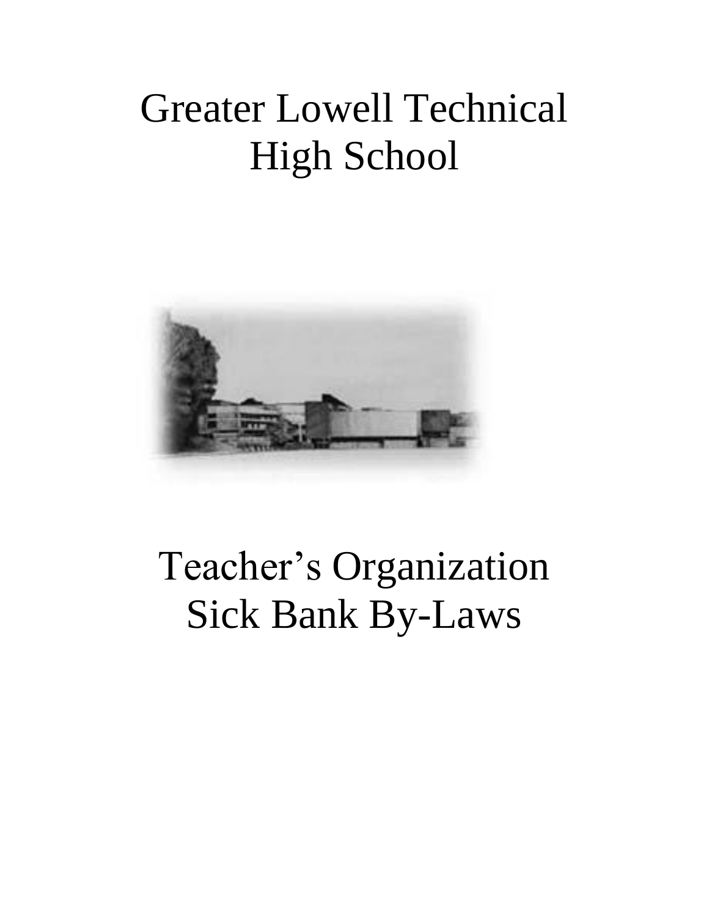# Greater Lowell Technical High School

# Teacher's Organization Sick Bank By-Laws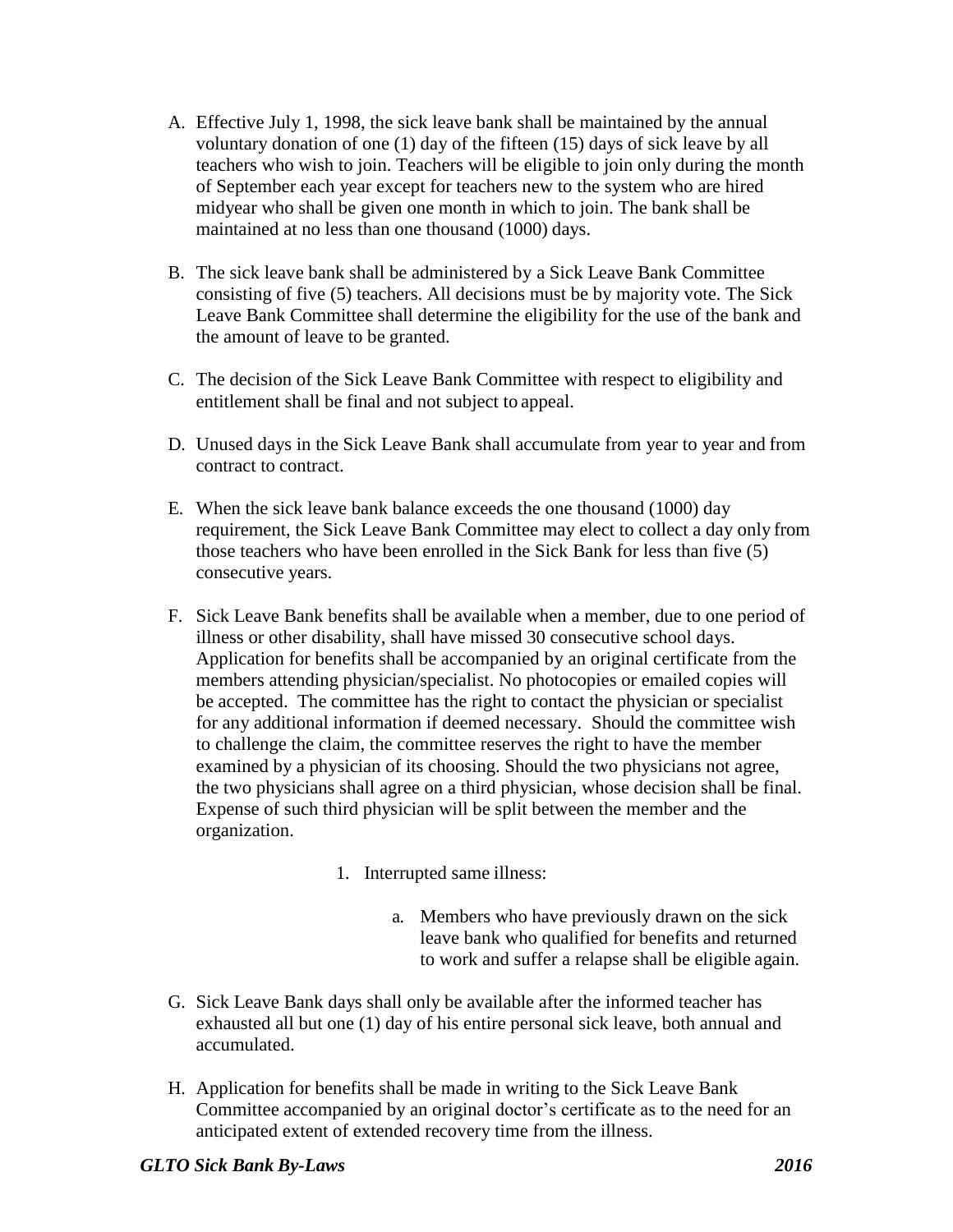A. Effective July 1, 1998, the sick leave bank shall be maintained by the annual voluntary donation of one (1) day of the fifteen (15) days of sick leave by all teachers who wish to join. Teachers will be eligible to join only during the month of September each year except for teachers new to the system who are hired midyear who shall be given one month in which to join. The bank shall be maintained at no less than one thousand (1000) days.

B. The sick leave bank shall be administered by a Sick Leave Bank Committee consisting of five (5) teachers. All decisions must be by majority vote. The Sick Leave Bank Committee shall determine the eligibility for the use of the bank and the amount of leave to be granted.

C. The decision of the Sick Leave Bank Committee with respect to eligibility and entitlement shall be final and not subject to appeal.

D. Unused days in the Sick Leave Bank shall accumulate from year to year and from contract to contract.

E. When the sick leave bank balance exceeds the one thousand (1000) day requirement, the Sick Leave Bank Committee may elect to collect a day only from those teachers who have been enrolled in the Sick Bank for less than five (5) consecutive years.

F. Sick Leave Bank benefits shall be available when a member, due to one period of illness or other disability, shall have missed 30 consecutive school days. Application for benefits shall be accompanied by an original certificate from the members attending physician/specialist. No photocopies or emailed copies will be accepted. The committee has the right to contact the physician or specialist for any additional information if deemed necessary. Should the committee wish to challenge the claim, the committee reserves the right to have the member examined by a physician of its choosing. Should the two physicians not agree, the two physicians shall agree on a third physician, whose decision shall be final. Expense of such third physician will be split between the member and the organization.

   1. Interrupted same illness:

      a. Members who have previously drawn on the sick leave bank who qualified for benefits and returned to work and suffer a relapse shall be eligible again.

G. Sick Leave Bank days shall only be available after the informed teacher has exhausted all but one (1) day of his entire personal sick leave, both annual and accumulated.

H. Application for benefits shall be made in writing to the Sick Leave Bank Committee accompanied by an original doctor's certificate as to the need for an anticipated extent of extended recovery time from the illness.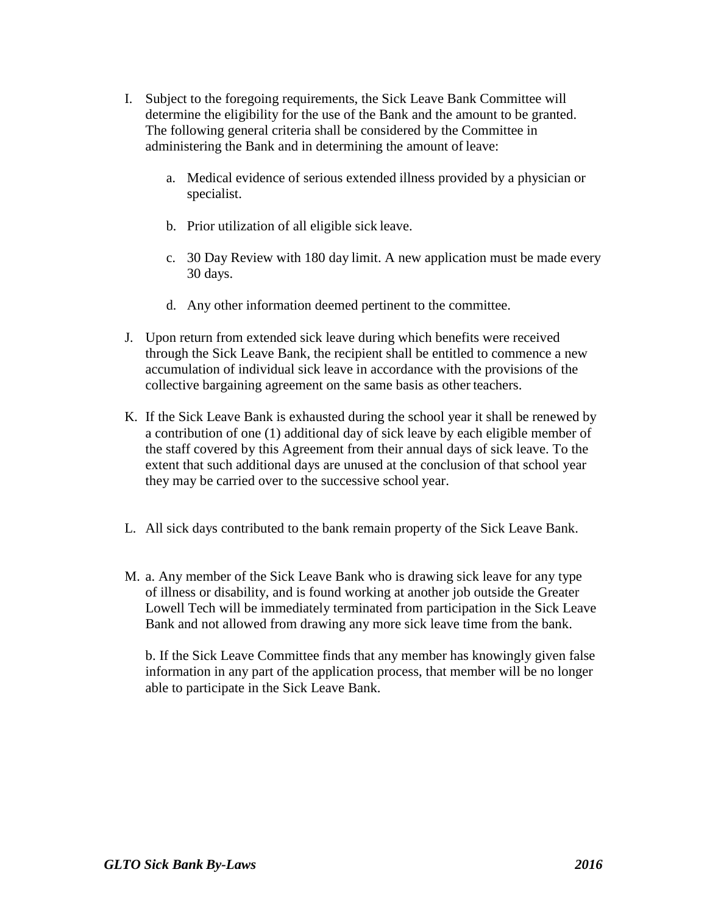I. Subject to the foregoing requirements, the Sick Leave Bank Committee will determine the eligibility for the use of the Bank and the amount to be granted. The following general criteria shall be considered by the Committee in administering the Bank and in determining the amount of leave:

   a. Medical evidence of serious extended illness provided by a physician or specialist.

   b. Prior utilization of all eligible sick leave.

   c. 30 Day Review with 180 day limit. A new application must be made every 30 days.

   d. Any other information deemed pertinent to the committee.

J. Upon return from extended sick leave during which benefits were received through the Sick Leave Bank, the recipient shall be entitled to commence a new accumulation of individual sick leave in accordance with the provisions of the collective bargaining agreement on the same basis as other teachers.

K. If the Sick Leave Bank is exhausted during the school year it shall be renewed by a contribution of one (1) additional day of sick leave by each eligible member of the staff covered by this Agreement from their annual days of sick leave. To the extent that such additional days are unused at the conclusion of that school year they may be carried over to the successive school year.

L. All sick days contributed to the bank remain property of the Sick Leave Bank.

M. a. Any member of the Sick Leave Bank who is drawing sick leave for any type of illness or disability, and is found working at another job outside the Greater Lowell Tech will be immediately terminated from participation in the Sick Leave Bank and not allowed from drawing any more sick leave time from the bank.

   b. If the Sick Leave Committee finds that any member has knowingly given false information in any part of the application process, that member will be no longer able to participate in the Sick Leave Bank.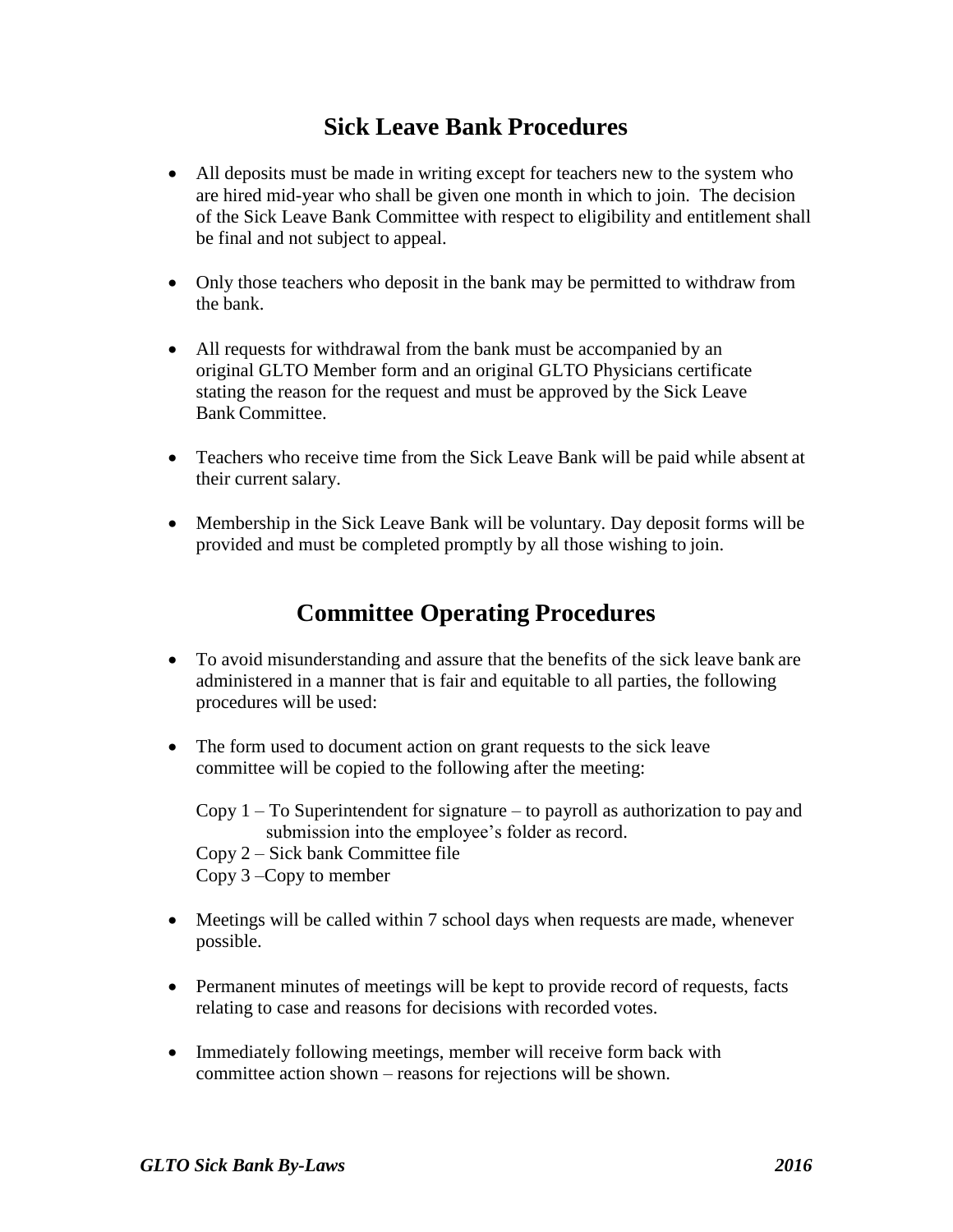## Sick Leave Bank Procedures

- All deposits must be made in writing except for teachers new to the system who are hired mid-year who shall be given one month in which to join. The decision of the Sick Leave Bank Committee with respect to eligibility and entitlement shall be final and not subject to appeal.
- Only those teachers who deposit in the bank may be permitted to withdraw from the bank.
- All requests for withdrawal from the bank must be accompanied by an original GLTO Member form and an original GLTO Physicians certificate stating the reason for the request and must be approved by the Sick Leave Bank Committee.
- Teachers who receive time from the Sick Leave Bank will be paid while absent at their current salary.
- Membership in the Sick Leave Bank will be voluntary. Day deposit forms will be provided and must be completed promptly by all those wishing to join.

## Committee Operating Procedures

- To avoid misunderstanding and assure that the benefits of the sick leave bank are administered in a manner that is fair and equitable to all parties, the following procedures will be used:
- The form used to document action on grant requests to the sick leave committee will be copied to the following after the meeting:

  Copy 1 – To Superintendent for signature – to payroll as authorization to pay and submission into the employee's folder as record.
  Copy 2 – Sick bank Committee file
  Copy 3 –Copy to member

- Meetings will be called within 7 school days when requests are made, whenever possible.
- Permanent minutes of meetings will be kept to provide record of requests, facts relating to case and reasons for decisions with recorded votes.
- Immediately following meetings, member will receive form back with committee action shown – reasons for rejections will be shown.